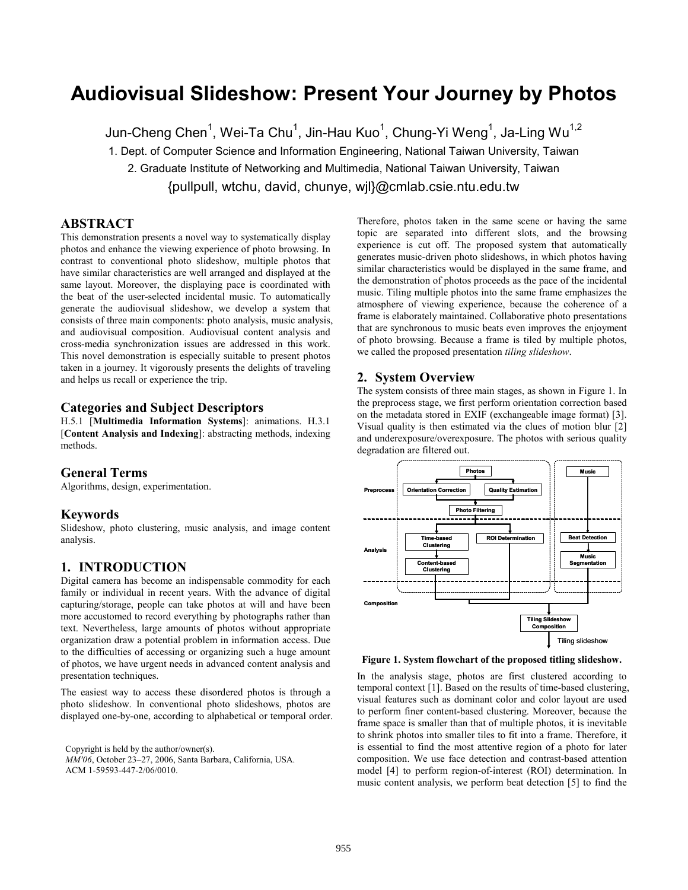# Audiovisual Slideshow: Present Your Journey by Photos

Jun-Cheng Chen[1], Wei-Ta Chu[1], Jin-Hau Kuo[1], Chung-Yi Weng[1], Ja-Ling Wu[1,2]

1. Dept. of Computer Science and Information Engineering, National Taiwan University, Taiwan

2. Graduate Institute of Networking and Multimedia, National Taiwan University, Taiwan

{pullpull, wtchu, david, chunye, wjl}@cmlab.csie.ntu.edu.tw

## ABSTRACT

This demonstration presents a novel way to systematically display photos and enhance the viewing experience of photo browsing. In contrast to conventional photo slideshow, multiple photos that have similar characteristics are well arranged and displayed at the same layout. Moreover, the displaying pace is coordinated with the beat of the user-selected incidental music. To automatically generate the audiovisual slideshow, we develop a system that consists of three main components: photo analysis, music analysis, and audiovisual composition. Audiovisual content analysis and cross-media synchronization issues are addressed in this work. This novel demonstration is especially suitable to present photos taken in a journey. It vigorously presents the delights of traveling and helps us recall or experience the trip.

## Categories and Subject Descriptors

H.5.1 [**Multimedia Information Systems**]: animations. H.3.1 [**Content Analysis and Indexing**]: abstracting methods, indexing methods.

## General Terms

Algorithms, design, experimentation.

## Keywords

Slideshow, photo clustering, music analysis, and image content analysis.

## 1. INTRODUCTION

Digital camera has become an indispensable commodity for each family or individual in recent years. With the advance of digital capturing/storage, people can take photos at will and have been more accustomed to record everything by photographs rather than text. Nevertheless, large amounts of photos without appropriate organization draw a potential problem in information access. Due to the difficulties of accessing or organizing such a huge amount of photos, we have urgent needs in advanced content analysis and presentation techniques.

The easiest way to access these disordered photos is through a photo slideshow. In conventional photo slideshows, photos are displayed one-by-one, according to alphabetical or temporal order. Therefore, photos taken in the same scene or having the same topic are separated into different slots, and the browsing experience is cut off. The proposed system that automatically generates music-driven photo slideshows, in which photos having similar characteristics would be displayed in the same frame, and the demonstration of photos proceeds as the pace of the incidental music. Tiling multiple photos into the same frame emphasizes the atmosphere of viewing experience, because the coherence of a frame is elaborately maintained. Collaborative photo presentations that are synchronous to music beats even improves the enjoyment of photo browsing. Because a frame is tiled by multiple photos, we called the proposed presentation *tiling slideshow*.

Copyright is held by the author/owner(s).
*MM'06*, October 23–27, 2006, Santa Barbara, California, USA.
ACM 1-59593-447-2/06/0010.

## 2. System Overview

The system consists of three main stages, as shown in Figure 1. In the preprocess stage, we first perform orientation correction based on the metadata stored in EXIF (exchangeable image format) [3]. Visual quality is then estimated via the clues of motion blur [2] and underexposure/overexposure. The photos with serious quality degradation are filtered out.

**Figure 1. System flowchart of the proposed titling slideshow.**

In the analysis stage, photos are first clustered according to temporal context [1]. Based on the results of time-based clustering, visual features such as dominant color and color layout are used to perform finer content-based clustering. Moreover, because the frame space is smaller than that of multiple photos, it is inevitable to shrink photos into smaller tiles to fit into a frame. Therefore, it is essential to find the most attentive region of a photo for later composition. We use face detection and contrast-based attention model [4] to perform region-of-interest (ROI) determination. In music content analysis, we perform beat detection [5] to find the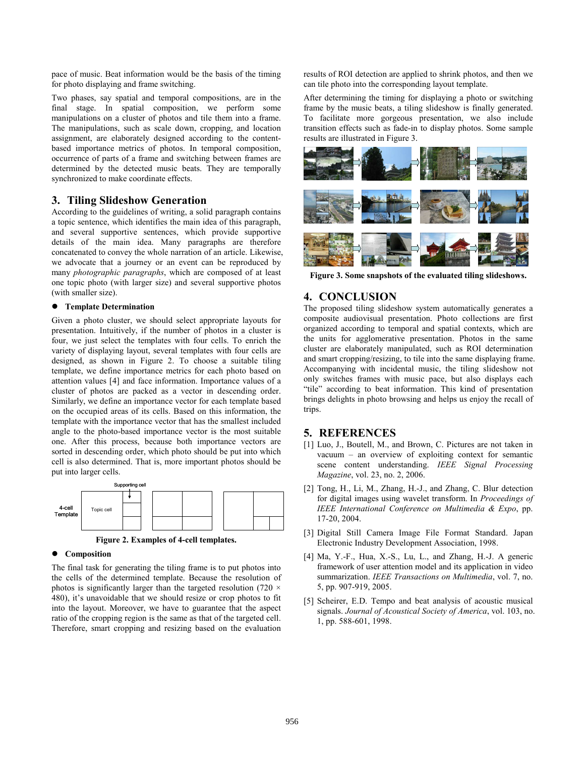pace of music. Beat information would be the basis of the timing for photo displaying and frame switching.

Two phases, say spatial and temporal compositions, are in the final stage. In spatial composition, we perform some manipulations on a cluster of photos and tile them into a frame. The manipulations, such as scale down, cropping, and location assignment, are elaborately designed according to the content-based importance metrics of photos. In temporal composition, occurrence of parts of a frame and switching between frames are determined by the detected music beats. They are temporally synchronized to make coordinate effects.

## 3. Tiling Slideshow Generation

According to the guidelines of writing, a solid paragraph contains a topic sentence, which identifies the main idea of this paragraph, and several supportive sentences, which provide supportive details of the main idea. Many paragraphs are therefore concatenated to convey the whole narration of an article. Likewise, we advocate that a journey or an event can be reproduced by many *photographic paragraphs*, which are composed of at least one topic photo (with larger size) and several supportive photos (with smaller size).

- **Template Determination**

Given a photo cluster, we should select appropriate layouts for presentation. Intuitively, if the number of photos in a cluster is four, we just select the templates with four cells. To enrich the variety of displaying layout, several templates with four cells are designed, as shown in Figure 2. To choose a suitable tiling template, we define importance metrics for each photo based on attention values [4] and face information. Importance values of a cluster of photos are packed as a vector in descending order. Similarly, we define an importance vector for each template based on the occupied areas of its cells. Based on this information, the template with the importance vector that has the smallest included angle to the photo-based importance vector is the most suitable one. After this process, because both importance vectors are sorted in descending order, which photo should be put into which cell is also determined. That is, more important photos should be put into larger cells.

Supporting cell

4-cell Template

Topic cell

Figure 2. Examples of 4-cell templates.

- **Composition**

The final task for generating the tiling frame is to put photos into the cells of the determined template. Because the resolution of photos is significantly larger than the targeted resolution (720 × 480), it's unavoidable that we should resize or crop photos to fit into the layout. Moreover, we have to guarantee that the aspect ratio of the cropping region is the same as that of the targeted cell. Therefore, smart cropping and resizing based on the evaluation results of ROI detection are applied to shrink photos, and then we can tile photo into the corresponding layout template.

After determining the timing for displaying a photo or switching frame by the music beats, a tiling slideshow is finally generated. To facilitate more gorgeous presentation, we also include transition effects such as fade-in to display photos. Some sample results are illustrated in Figure 3.

**Figure 3. Some snapshots of the evaluated tiling slideshows.**

## 4. CONCLUSION

The proposed tiling slideshow system automatically generates a composite audiovisual presentation. Photo collections are first organized according to temporal and spatial contexts, which are the units for agglomerative presentation. Photos in the same cluster are elaborately manipulated, such as ROI determination and smart cropping/resizing, to tile into the same displaying frame. Accompanying with incidental music, the tiling slideshow not only switches frames with music pace, but also displays each "tile" according to beat information. This kind of presentation brings delights in photo browsing and helps us enjoy the recall of trips.

## 5. REFERENCES

[1] Luo, J., Boutell, M., and Brown, C. Pictures are not taken in vacuum – an overview of exploiting context for semantic scene content understanding. *IEEE Signal Processing Magazine*, vol. 23, no. 2, 2006.

[2] Tong, H., Li, M., Zhang, H.-J., and Zhang, C. Blur detection for digital images using wavelet transform. In *Proceedings of IEEE International Conference on Multimedia & Expo*, pp. 17-20, 2004.

[3] Digital Still Camera Image File Format Standard. Japan Electronic Industry Development Association, 1998.

[4] Ma, Y.-F., Hua, X.-S., Lu, L., and Zhang, H.-J. A generic framework of user attention model and its application in video summarization. *IEEE Transactions on Multimedia*, vol. 7, no. 5, pp. 907-919, 2005.

[5] Scheirer, E.D. Tempo and beat analysis of acoustic musical signals. *Journal of Acoustical Society of America*, vol. 103, no. 1, pp. 588-601, 1998.